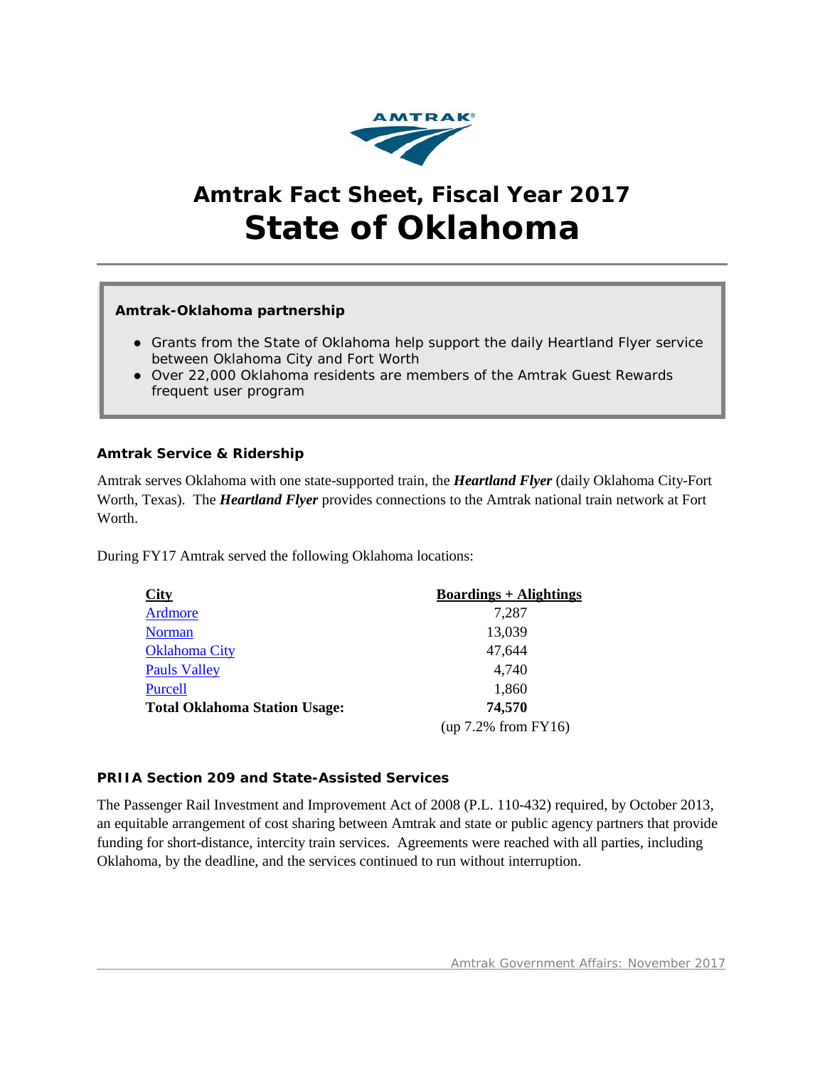# Amtrak Fact Sheet, Fiscal Year 2017

# State of Oklahoma

**Amtrak-Oklahoma partnership**

- Grants from the State of Oklahoma help support the daily Heartland Flyer service between Oklahoma City and Fort Worth
- Over 22,000 Oklahoma residents are members of the Amtrak Guest Rewards frequent user program

### Amtrak Service & Ridership

Amtrak serves Oklahoma with one state-supported train, the ***Heartland Flyer*** (daily Oklahoma City-Fort Worth, Texas). The ***Heartland Flyer*** provides connections to the Amtrak national train network at Fort Worth.

During FY17 Amtrak served the following Oklahoma locations:

| City | Boardings + Alightings |
|---|---|
| Ardmore | 7,287 |
| Norman | 13,039 |
| Oklahoma City | 47,644 |
| Pauls Valley | 4,740 |
| Purcell | 1,860 |
| **Total Oklahoma Station Usage:** | **74,570** |
| | (up 7.2% from FY16) |

### PRIIA Section 209 and State-Assisted Services

The Passenger Rail Investment and Improvement Act of 2008 (P.L. 110-432) required, by October 2013, an equitable arrangement of cost sharing between Amtrak and state or public agency partners that provide funding for short-distance, intercity train services. Agreements were reached with all parties, including Oklahoma, by the deadline, and the services continued to run without interruption.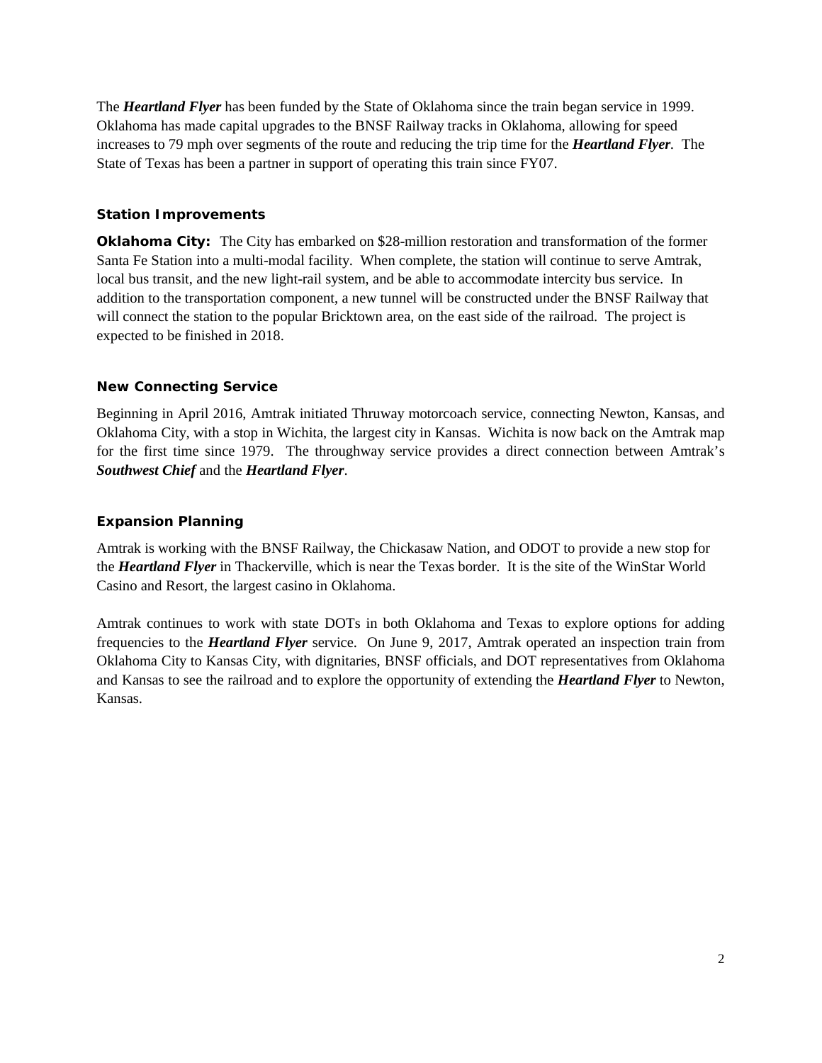The ***Heartland Flyer*** has been funded by the State of Oklahoma since the train began service in 1999. Oklahoma has made capital upgrades to the BNSF Railway tracks in Oklahoma, allowing for speed increases to 79 mph over segments of the route and reducing the trip time for the ***Heartland Flyer***. The State of Texas has been a partner in support of operating this train since FY07.

### Station Improvements

**Oklahoma City:** The City has embarked on $28-million restoration and transformation of the former Santa Fe Station into a multi-modal facility. When complete, the station will continue to serve Amtrak, local bus transit, and the new light-rail system, and be able to accommodate intercity bus service. In addition to the transportation component, a new tunnel will be constructed under the BNSF Railway that will connect the station to the popular Bricktown area, on the east side of the railroad. The project is expected to be finished in 2018.

### New Connecting Service

Beginning in April 2016, Amtrak initiated Thruway motorcoach service, connecting Newton, Kansas, and Oklahoma City, with a stop in Wichita, the largest city in Kansas. Wichita is now back on the Amtrak map for the first time since 1979. The throughway service provides a direct connection between Amtrak's ***Southwest Chief*** and the ***Heartland Flyer***.

### Expansion Planning

Amtrak is working with the BNSF Railway, the Chickasaw Nation, and ODOT to provide a new stop for the ***Heartland Flyer*** in Thackerville, which is near the Texas border. It is the site of the WinStar World Casino and Resort, the largest casino in Oklahoma.

Amtrak continues to work with state DOTs in both Oklahoma and Texas to explore options for adding frequencies to the ***Heartland Flyer*** service. On June 9, 2017, Amtrak operated an inspection train from Oklahoma City to Kansas City, with dignitaries, BNSF officials, and DOT representatives from Oklahoma and Kansas to see the railroad and to explore the opportunity of extending the ***Heartland Flyer*** to Newton, Kansas.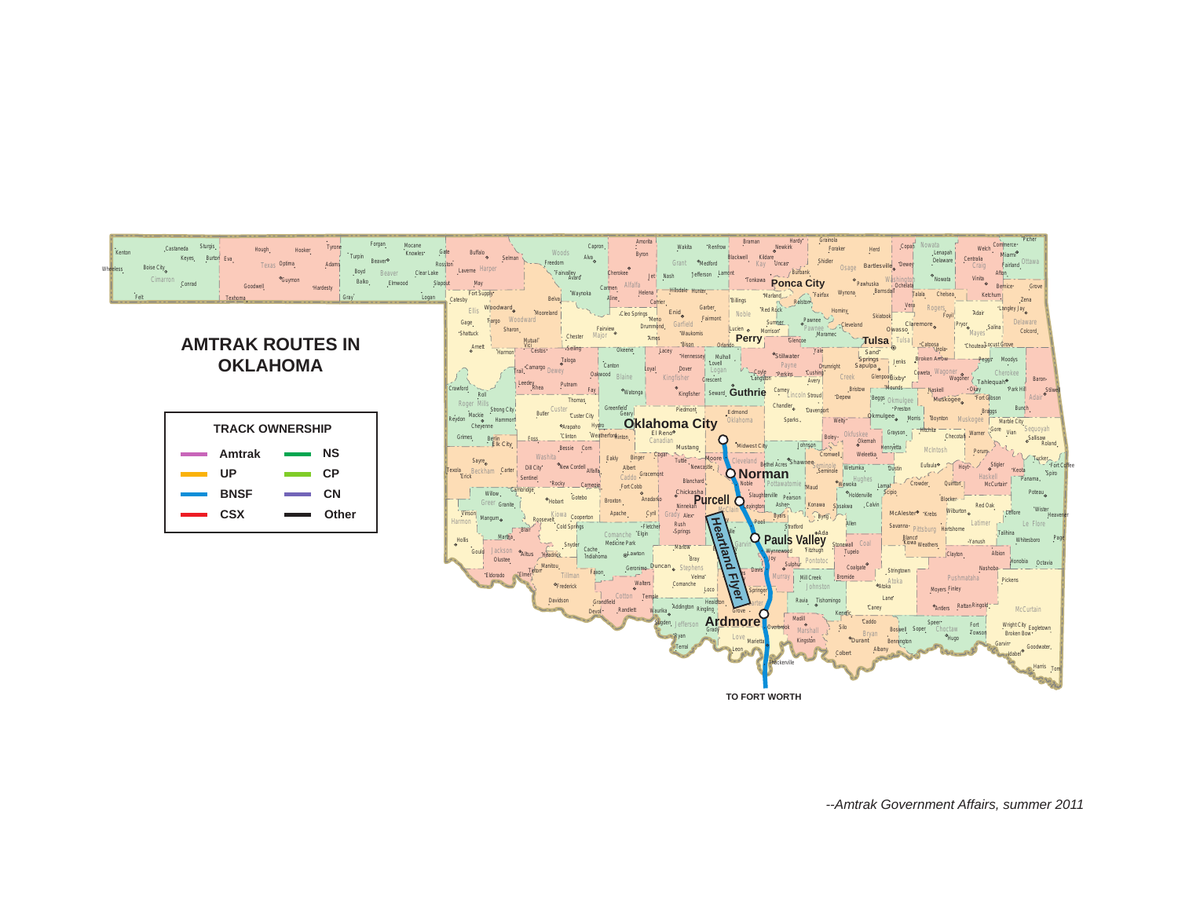# AMTRAK ROUTES IN OKLAHOMA

**TRACK OWNERSHIP**

- Amtrak
- UP
- BNSF
- CSX
- NS
- CP
- CN
- Other

Oklahoma City
Norman
Purcell
Pauls Valley
Ardmore
Heartland Flyer
TO FORT WORTH

*--Amtrak Government Affairs, summer 2011*